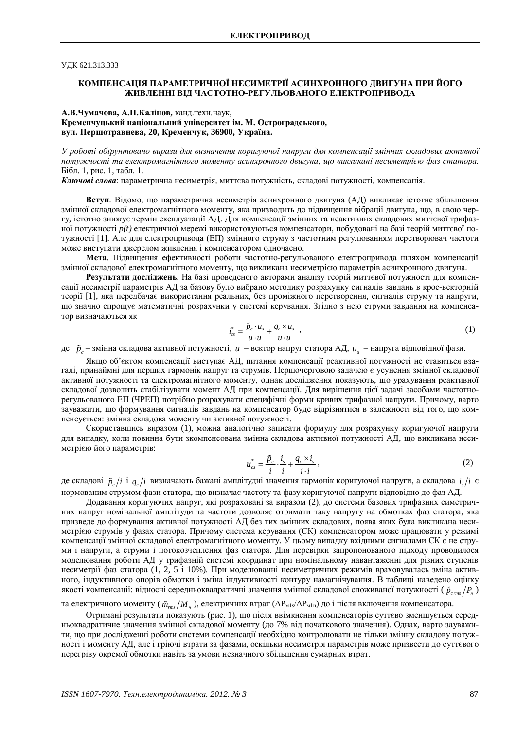УДК 621.313.333

# КОМПЕНСАЦІЯ ПАРАМЕТРИЧНОЇ НЕСИМЕТРІЇ АСИНХРОННОГО ДВИГУНА ПРИ ЙОГО ЖИВЛЕННІ ВІД ЧАСТОТНО-РЕГУЛЬОВАНОГО ЕЛЕКТРОПРИВОДА

**А.В.Чумачова, А.П.Калінов,** канд.техн.наук,
**Кременчуцький національний університет ім. М. Остроградського,**
**вул. Першотравнева, 20, Кременчук, 36900, Україна.**

*У роботі обґрунтовано вирази для визначення коригуючої напруги для компенсації змінних складових активної потужності та електромагнітного моменту асинхронного двигуна, що викликані несиметрією фаз статора.* Бібл. 1, рис. 1, табл. 1.

***Ключові слова***: параметрична несиметрія, миттєва потужність, складові потужності, компенсація.

**Вступ**. Відомо, що параметрична несиметрія асинхронного двигуна (АД) викликає істотне збільшення змінної складової електромагнітного моменту, яка призводить до підвищення вібрації двигуна, що, в свою чергу, істотно знижує термін експлуатації АД. Для компенсації змінних та неактивних складових миттєвої трифазної потужності *p(t)* електричної мережі використовуються компенсатори, побудовані на базі теорій миттєвої потужності [1]. Але для електропривода (ЕП) змінного струму з частотним регулюванням перетворювач частоти може виступати джерелом живлення і компенсатором одночасно.

**Мета**. Підвищення ефективності роботи частотно-регульованого електропривода шляхом компенсації змінної складової електромагнітного моменту, що викликана несиметрією параметрів асинхронного двигуна.

**Результати досліджень**. На базі проведеного авторами аналізу теорій миттєвої потужності для компенсації несиметрії параметрів АД за базову було вибрано методику розрахунку сигналів завдань в крос-векторній теорії [1], яка передбачає використання реальних, без проміжного перетворення, сигналів струму та напруги, що значно спрощує математичні розрахунки у системі керування. Згідно з нею струми завдання на компенсатор визначаються як

$$i_{cs}^{*} = \frac{\tilde{p}_c \cdot u_s}{u \cdot u} + \frac{q_c \times u_s}{u \cdot u}\ , \tag{1}$$

де $\tilde{p}_c$ – змінна складова активної потужності, $u$ – вектор напруг статора АД, $u_s$ – напруга відповідної фази.

Якщо об'єктом компенсації виступає АД, питання компенсації реактивної потужності не ставиться взагалі, принаймні для перших гармонік напруг та струмів. Першочерговою задачею є усунення змінної складової активної потужності та електромагнітного моменту, однак дослідження показують, що урахування реактивної складової дозволить стабілізувати момент АД при компенсації. Для вирішення цієї задачі засобами частотно-регульованого ЕП (ЧРЕП) потрібно розрахувати специфічні форми кривих трифазної напруги. Причому, варто зауважити, що формування сигналів завдань на компенсатор буде відрізнятися в залежності від того, що компенсується: змінна складова моменту чи активної потужності.

Скориставшись виразом (1), можна аналогічно записати формулу для розрахунку коригуючої напруги для випадку, коли повинна бути зкомпенсована змінна складова активної потужності АД, що викликана несиметрією його параметрів:

$$u_{cs}^{*} = \frac{\tilde{p}_c}{i} \cdot \frac{i_s}{i} + \frac{q_c \times i_s}{i \cdot i}\,, \tag{2}$$

де складові $\tilde{p}_c/i$ і $q_c/i$ визначають бажані амплітудні значення гармонік коригуючої напруги, а складова $i_s/i$ є нормованим струмом фази статора, що визначає частоту та фазу коригуючої напруги відповідно до фаз АД.

Додавання коригуючих напруг, які розраховані за виразом (2), до системи базових трифазних симетричних напруг номінальної амплітуди та частоти дозволяє отримати таку напругу на обмотках фаз статора, яка призведе до формування активної потужності АД без тих змінних складових, поява яких була викликана несиметрією струмів у фазах статора. Причому система керування (СК) компенсатором може працювати у режимі компенсації змінної складової електромагнітного моменту. У цьому випадку вхідними сигналами СК є не струми і напруги, а струми і потокозчеплення фаз статора. Для перевірки запропонованого підходу проводилося моделювання роботи АД у трифазній системі координат при номінальному навантаженні для різних ступенів несиметрії фаз статора (1, 2, 5 і 10%). При моделюванні несиметричних режимів враховувалась зміна активного, індуктивного опорів обмотки і зміна індуктивності контуру намагнічування. В таблиці наведено оцінку якості компенсації: відносні середньоквадратичні значення змінної складової споживаної потужності ($\tilde{p}_{c\,rms}/P_н$) та електричного моменту ($\tilde{m}_{rms}/M_н$), електричних втрат ($\Delta P_{м1S}/\Delta P_{м1н}$) до і після включення компенсатора.

Отримані результати показують (рис. 1), що після ввімкнення компенсаторів суттєво зменшується середньоквадратичне значення змінної складової моменту (до 7% від початкового значення). Однак, варто зауважити, що при дослідженні роботи системи компенсації необхідно контролювати не тільки змінну складову потужності і моменту АД, але і гріючі втрати за фазами, оскільки несиметрія параметрів може призвести до суттєвого перегріву окремої обмотки навіть за умови незначного збільшення сумарних втрат.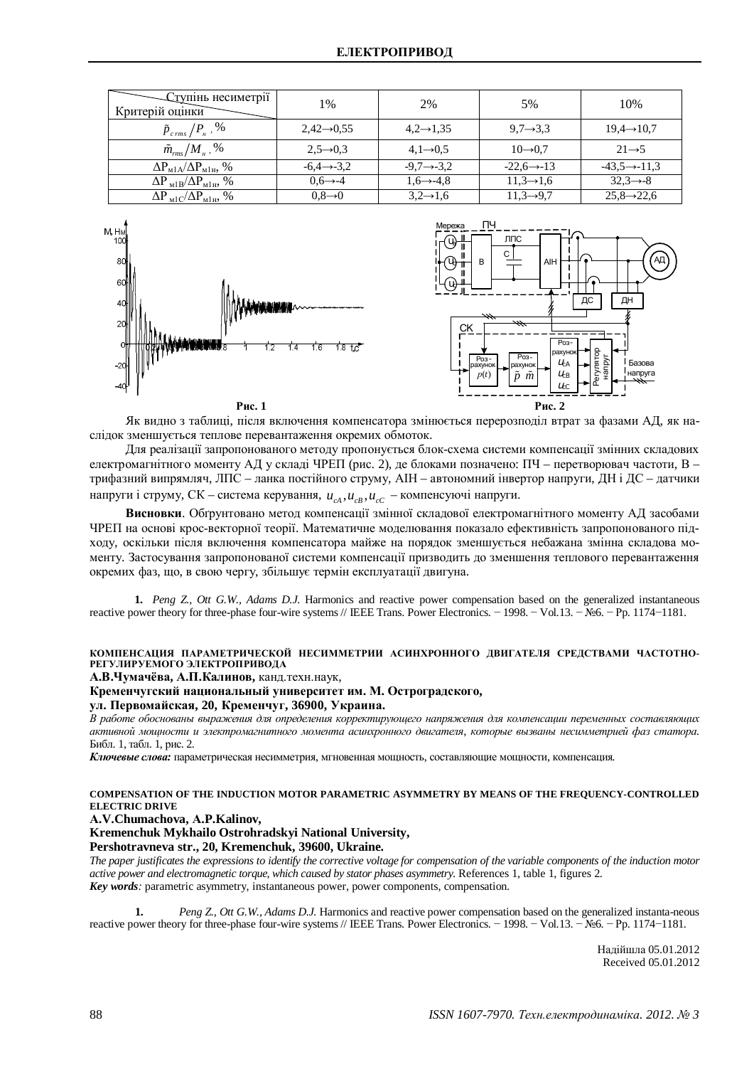| Ступінь несиметрії / Критерій оцінки | 1% | 2% | 5% | 10% |
|---|---|---|---|---|
| $\tilde{p}_{c\,rms}/P_{н}$, % | 2,42→0,55 | 4,2→1,35 | 9,7→3,3 | 19,4→10,7 |
| $\tilde{m}_{rms}/M_{н}$, % | 2,5→0,3 | 4,1→0,5 | 10→0,7 | 21→5 |
| $\Delta P_{м1A}/\Delta P_{м1н}$, % | -6,4→-3,2 | -9,7→-3,2 | -22,6→-13 | -43,5→-11,3 |
| $\Delta P_{м1B}/\Delta P_{м1н}$, % | 0,6→-4 | 1,6→-4,8 | 11,3→1,6 | 32,3→-8 |
| $\Delta P_{м1C}/\Delta P_{м1н}$, % | 0,8→0 | 3,2→1,6 | 11,3→9,7 | 25,8→22,6 |

M, Нм
100
80
60
40
20
0
-20
-40
0.8 1 1.2 1.4 1.6 1.8 t,c

**Рис. 1**

Мережа ПЧ ЛПС C В АІН АД ДС ДН СК Роз-рахунок $p(t)$ Роз-рахунок $\tilde{p}$ $\tilde{m}$ Роз-рахунок $u_A$ $u_B$ $u_C$ Регулятор напруг Базова напруга

**Рис. 2**

Як видно з таблиці, після включення компенсатора змінюється перерозподіл втрат за фазами АД, як наслідок зменшується теплове перевантаження окремих обмоток.

Для реалізації запропонованого методу пропонується блок-схема системи компенсації змінних складових електромагнітного моменту АД у складі ЧРЕП (рис. 2), де блоками позначено: ПЧ – перетворювач частоти, В – трифазний випрямляч, ЛПС – ланка постійного струму, АІН – автономний інвертор напруги, ДН і ДС – датчики напруги і струму, СК – система керування, $u_{cA}, u_{cB}, u_{cC}$ – компенсуючі напруги.

**Висновки**. Обгрунтовано метод компенсації змінної складової електромагнітного моменту АД засобами ЧРЕП на основі крос-векторної теорії. Математичне моделювання показало ефективність запропонованого підходу, оскільки після включення компенсатора майже на порядок зменшується небажана змінна складова моменту. Застосування запропонованої системи компенсації призводить до зменшення теплового перевантаження окремих фаз, що, в свою чергу, збільшує термін експлуатації двигуна.

1. *Peng Z., Ott G.W., Adams D.J.* Harmonics and reactive power compensation based on the generalized instantaneous reactive power theory for three-phase four-wire systems // IEEE Trans. Power Electronics. − 1998. − Vol.13. − №6. − Pp. 1174−1181.

**КОМПЕНСАЦИЯ ПАРАМЕТРИЧЕСКОЙ НЕСИММЕТРИИ АСИНХРОННОГО ДВИГАТЕЛЯ СРЕДСТВАМИ ЧАСТОТНО-РЕГУЛИРУЕМОГО ЭЛЕКТРОПРИВОДА**

**А.В.Чумачёва, А.П.Калинов,** канд.техн.наук,

**Кременчугский национальный университет им. М. Остроградского,**

**ул. Первомайская, 20, Кременчуг, 36900, Украина.**

*В работе обоснованы выражения для определения корректирующего напряжения для компенсации переменных составляющих активной мощности и электромагнитного момента асинхронного двигателя, которые вызваны несимметрией фаз статора.* Библ. 1, табл. 1, рис. 2.

***Ключевые слова:*** параметрическая несимметрия, мгновенная мощность, составляющие мощности, компенсация.

**COMPENSATION OF THE INDUCTION MOTOR PARAMETRIC ASYMMETRY BY MEANS OF THE FREQUENCY-CONTROLLED ELECTRIC DRIVE**

**A.V.Chumachova, A.P.Kalinov,**

**Kremenchuk Mykhailo Ostrohradskyi National University,**

**Pershotravneva str., 20, Kremenchuk, 39600, Ukraine.**

*The paper justificates the expressions to identify the corrective voltage for compensation of the variable components of the induction motor active power and electromagnetic torque, which caused by stator phases asymmetry.* References 1, table 1, figures 2.

***Key words****:* parametric asymmetry, instantaneous power, power components, compensation.

1. *Peng Z., Ott G.W., Adams D.J.* Harmonics and reactive power compensation based on the generalized instanta-neous reactive power theory for three-phase four-wire systems // IEEE Trans. Power Electronics. − 1998. − Vol.13. − №6. − Pp. 1174−1181.

Надійшла 05.01.2012
Received 05.01.2012